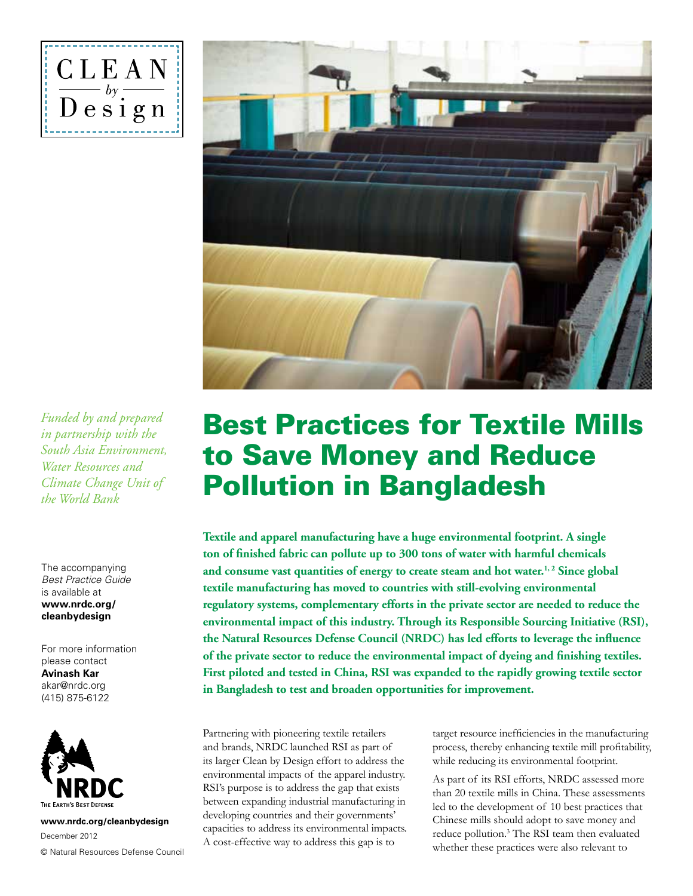CLEAN *by* Design

*Funded by and prepared in partnership with the South Asia Environment, Water Resources and Climate Change Unit of the World Bank*

The accompanying *Best Practice Guide* is available at **www.nrdc.org/cleanbydesign**

For more information please contact
**Avinash Kar**
akar@nrdc.org
(415) 875-6122

NRDC
The Earth's Best Defense

**www.nrdc.org/cleanbydesign**
December 2012
© Natural Resources Defense Council

# Best Practices for Textile Mills to Save Money and Reduce Pollution in Bangladesh

**Textile and apparel manufacturing have a huge environmental footprint. A single ton of finished fabric can pollute up to 300 tons of water with harmful chemicals and consume vast quantities of energy to create steam and hot water.[1, 2] Since global textile manufacturing has moved to countries with still-evolving environmental regulatory systems, complementary efforts in the private sector are needed to reduce the environmental impact of this industry. Through its Responsible Sourcing Initiative (RSI), the Natural Resources Defense Council (NRDC) has led efforts to leverage the influence of the private sector to reduce the environmental impact of dyeing and finishing textiles. First piloted and tested in China, RSI was expanded to the rapidly growing textile sector in Bangladesh to test and broaden opportunities for improvement.**

Partnering with pioneering textile retailers and brands, NRDC launched RSI as part of its larger Clean by Design effort to address the environmental impacts of the apparel industry. RSI's purpose is to address the gap that exists between expanding industrial manufacturing in developing countries and their governments' capacities to address its environmental impacts. A cost-effective way to address this gap is to target resource inefficiencies in the manufacturing process, thereby enhancing textile mill profitability, while reducing its environmental footprint.

As part of its RSI efforts, NRDC assessed more than 20 textile mills in China. These assessments led to the development of 10 best practices that Chinese mills should adopt to save money and reduce pollution.[3] The RSI team then evaluated whether these practices were also relevant to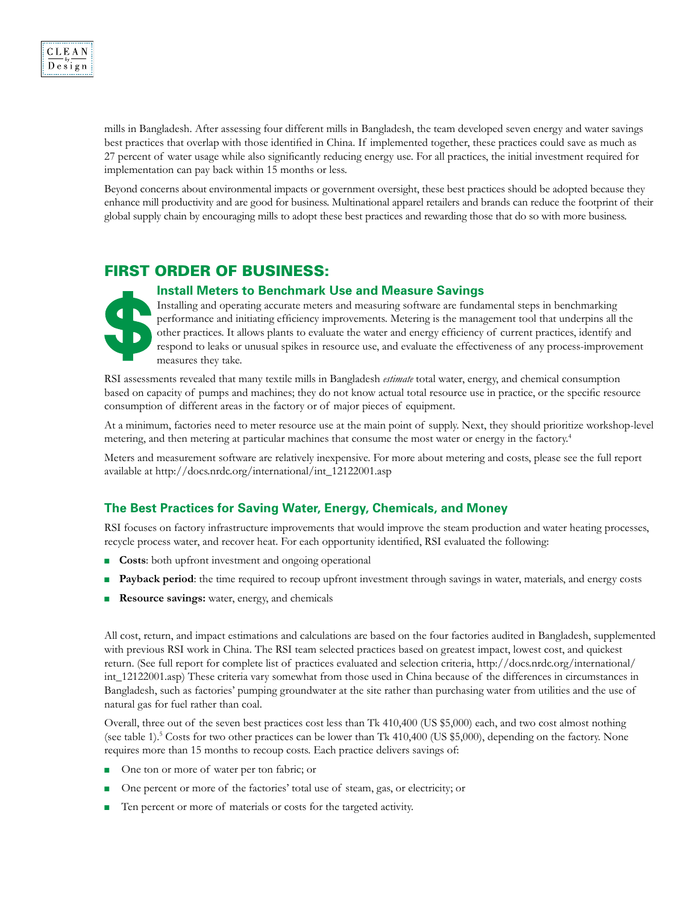mills in Bangladesh. After assessing four different mills in Bangladesh, the team developed seven energy and water savings best practices that overlap with those identified in China. If implemented together, these practices could save as much as 27 percent of water usage while also significantly reducing energy use. For all practices, the initial investment required for implementation can pay back within 15 months or less.

Beyond concerns about environmental impacts or government oversight, these best practices should be adopted because they enhance mill productivity and are good for business. Multinational apparel retailers and brands can reduce the footprint of their global supply chain by encouraging mills to adopt these best practices and rewarding those that do so with more business.

## FIRST ORDER OF BUSINESS:

### Install Meters to Benchmark Use and Measure Savings

Installing and operating accurate meters and measuring software are fundamental steps in benchmarking performance and initiating efficiency improvements. Metering is the management tool that underpins all the other practices. It allows plants to evaluate the water and energy efficiency of current practices, identify and respond to leaks or unusual spikes in resource use, and evaluate the effectiveness of any process-improvement measures they take.

RSI assessments revealed that many textile mills in Bangladesh *estimate* total water, energy, and chemical consumption based on capacity of pumps and machines; they do not know actual total resource use in practice, or the specific resource consumption of different areas in the factory or of major pieces of equipment.

At a minimum, factories need to meter resource use at the main point of supply. Next, they should prioritize workshop-level metering, and then metering at particular machines that consume the most water or energy in the factory.[4]

Meters and measurement software are relatively inexpensive. For more about metering and costs, please see the full report available at http://docs.nrdc.org/international/int_12122001.asp

## The Best Practices for Saving Water, Energy, Chemicals, and Money

RSI focuses on factory infrastructure improvements that would improve the steam production and water heating processes, recycle process water, and recover heat. For each opportunity identified, RSI evaluated the following:

- **Costs**: both upfront investment and ongoing operational
- **Payback period**: the time required to recoup upfront investment through savings in water, materials, and energy costs
- **Resource savings:** water, energy, and chemicals

All cost, return, and impact estimations and calculations are based on the four factories audited in Bangladesh, supplemented with previous RSI work in China. The RSI team selected practices based on greatest impact, lowest cost, and quickest return. (See full report for complete list of practices evaluated and selection criteria, http://docs.nrdc.org/international/int_12122001.asp) These criteria vary somewhat from those used in China because of the differences in circumstances in Bangladesh, such as factories' pumping groundwater at the site rather than purchasing water from utilities and the use of natural gas for fuel rather than coal.

Overall, three out of the seven best practices cost less than Tk 410,400 (US $5,000) each, and two cost almost nothing (see table 1).[5] Costs for two other practices can be lower than Tk 410,400 (US $5,000), depending on the factory. None requires more than 15 months to recoup costs. Each practice delivers savings of:

- One ton or more of water per ton fabric; or
- One percent or more of the factories' total use of steam, gas, or electricity; or
- Ten percent or more of materials or costs for the targeted activity.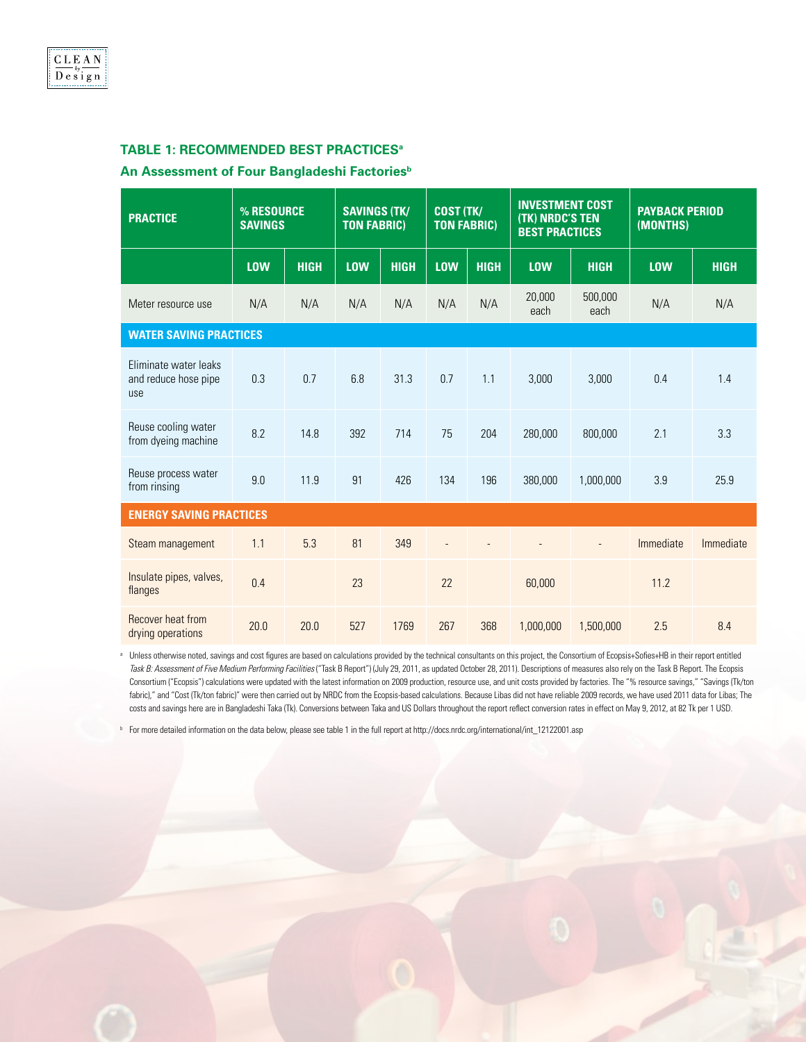## TABLE 1: RECOMMENDED BEST PRACTICES[a]

### An Assessment of Four Bangladeshi Factories[b]

| PRACTICE | % RESOURCE SAVINGS | | SAVINGS (TK/TON FABRIC) | | COST (TK/TON FABRIC) | | INVESTMENT COST (TK) NRDC'S TEN BEST PRACTICES | | PAYBACK PERIOD (MONTHS) | |
|---|---|---|---|---|---|---|---|---|---|---|
| | LOW | HIGH | LOW | HIGH | LOW | HIGH | LOW | HIGH | LOW | HIGH |
| Meter resource use | N/A | N/A | N/A | N/A | N/A | N/A | 20,000 each | 500,000 each | N/A | N/A |
| **WATER SAVING PRACTICES** | | | | | | | | | | |
| Eliminate water leaks and reduce hose pipe use | 0.3 | 0.7 | 6.8 | 31.3 | 0.7 | 1.1 | 3,000 | 3,000 | 0.4 | 1.4 |
| Reuse cooling water from dyeing machine | 8.2 | 14.8 | 392 | 714 | 75 | 204 | 280,000 | 800,000 | 2.1 | 3.3 |
| Reuse process water from rinsing | 9.0 | 11.9 | 91 | 426 | 134 | 196 | 380,000 | 1,000,000 | 3.9 | 25.9 |
| **ENERGY SAVING PRACTICES** | | | | | | | | | | |
| Steam management | 1.1 | 5.3 | 81 | 349 | - | - | - | - | Immediate | Immediate |
| Insulate pipes, valves, flanges | 0.4 | | 23 | | 22 | | 60,000 | | 11.2 | |
| Recover heat from drying operations | 20.0 | 20.0 | 527 | 1769 | 267 | 368 | 1,000,000 | 1,500,000 | 2.5 | 8.4 |

[a] Unless otherwise noted, savings and cost figures are based on calculations provided by the technical consultants on this project, the Consortium of Ecopsis+Sofies+HB in their report entitled *Task B: Assessment of Five Medium Performing Facilities* ("Task B Report") (July 29, 2011, as updated October 28, 2011). Descriptions of measures also rely on the Task B Report. The Ecopsis Consortium ("Ecopsis") calculations were updated with the latest information on 2009 production, resource use, and unit costs provided by factories. The "% resource savings," "Savings (Tk/ton fabric)," and "Cost (Tk/ton fabric)" were then carried out by NRDC from the Ecopsis-based calculations. Because Libas did not have reliable 2009 records, we have used 2011 data for Libas; The costs and savings here are in Bangladeshi Taka (Tk). Conversions between Taka and US Dollars throughout the report reflect conversion rates in effect on May 9, 2012, at 82 Tk per 1 USD.

[b] For more detailed information on the data below, please see table 1 in the full report at http://docs.nrdc.org/international/int_12122001.asp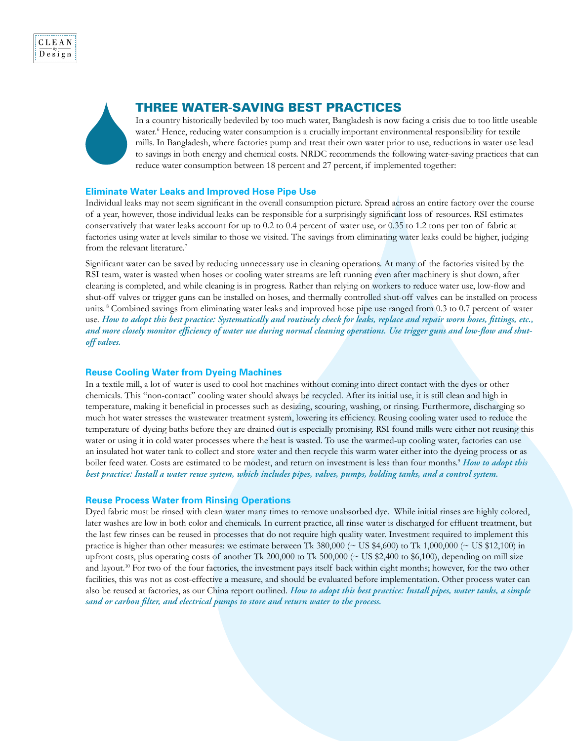# THREE WATER-SAVING BEST PRACTICES

In a country historically bedeviled by too much water, Bangladesh is now facing a crisis due to too little useable water.[6] Hence, reducing water consumption is a crucially important environmental responsibility for textile mills. In Bangladesh, where factories pump and treat their own water prior to use, reductions in water use lead to savings in both energy and chemical costs. NRDC recommends the following water-saving practices that can reduce water consumption between 18 percent and 27 percent, if implemented together:

### Eliminate Water Leaks and Improved Hose Pipe Use

Individual leaks may not seem significant in the overall consumption picture. Spread across an entire factory over the course of a year, however, those individual leaks can be responsible for a surprisingly significant loss of resources. RSI estimates conservatively that water leaks account for up to 0.2 to 0.4 percent of water use, or 0.35 to 1.2 tons per ton of fabric at factories using water at levels similar to those we visited. The savings from eliminating water leaks could be higher, judging from the relevant literature.[7]

Significant water can be saved by reducing unnecessary use in cleaning operations. At many of the factories visited by the RSI team, water is wasted when hoses or cooling water streams are left running even after machinery is shut down, after cleaning is completed, and while cleaning is in progress. Rather than relying on workers to reduce water use, low-flow and shut-off valves or trigger guns can be installed on hoses, and thermally controlled shut-off valves can be installed on process units.[8] Combined savings from eliminating water leaks and improved hose pipe use ranged from 0.3 to 0.7 percent of water use. ***How to adopt this best practice: Systematically and routinely check for leaks, replace and repair worn hoses, fittings, etc., and more closely monitor efficiency of water use during normal cleaning operations. Use trigger guns and low-flow and shut-off valves.***

### Reuse Cooling Water from Dyeing Machines

In a textile mill, a lot of water is used to cool hot machines without coming into direct contact with the dyes or other chemicals. This "non-contact" cooling water should always be recycled. After its initial use, it is still clean and high in temperature, making it beneficial in processes such as desizing, scouring, washing, or rinsing. Furthermore, discharging so much hot water stresses the wastewater treatment system, lowering its efficiency. Reusing cooling water used to reduce the temperature of dyeing baths before they are drained out is especially promising. RSI found mills were either not reusing this water or using it in cold water processes where the heat is wasted. To use the warmed-up cooling water, factories can use an insulated hot water tank to collect and store water and then recycle this warm water either into the dyeing process or as boiler feed water. Costs are estimated to be modest, and return on investment is less than four months.[9] ***How to adopt this best practice: Install a water reuse system, which includes pipes, valves, pumps, holding tanks, and a control system.***

### Reuse Process Water from Rinsing Operations

Dyed fabric must be rinsed with clean water many times to remove unabsorbed dye. While initial rinses are highly colored, later washes are low in both color and chemicals. In current practice, all rinse water is discharged for effluent treatment, but the last few rinses can be reused in processes that do not require high quality water. Investment required to implement this practice is higher than other measures: we estimate between Tk 380,000 (~ US $4,600) to Tk 1,000,000 (~ US $12,100) in upfront costs, plus operating costs of another Tk 200,000 to Tk 500,000 (~ US $2,400 to $6,100), depending on mill size and layout.[10] For two of the four factories, the investment pays itself back within eight months; however, for the two other facilities, this was not as cost-effective a measure, and should be evaluated before implementation. Other process water can also be reused at factories, as our China report outlined. ***How to adopt this best practice: Install pipes, water tanks, a simple sand or carbon filter, and electrical pumps to store and return water to the process.***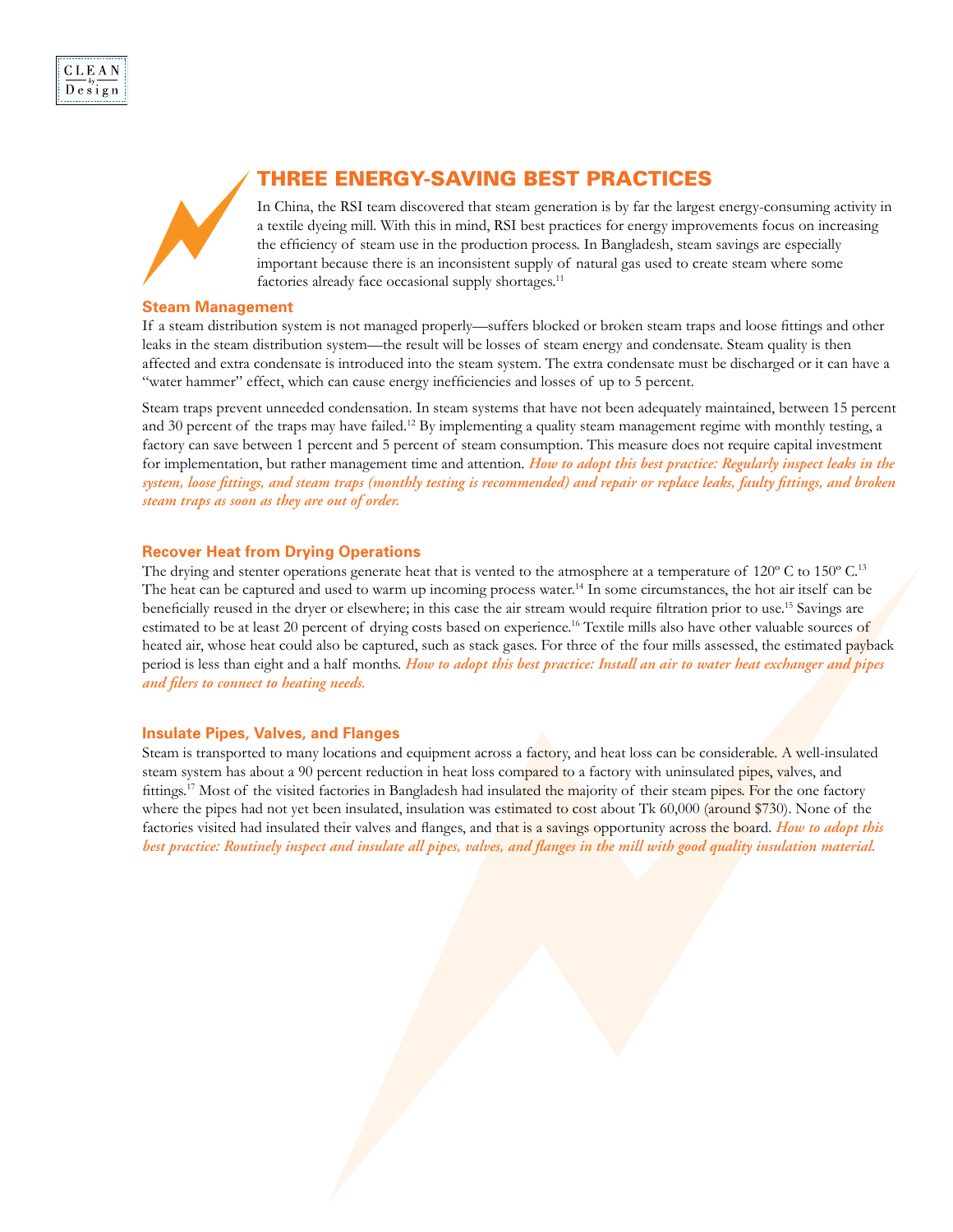## THREE ENERGY-SAVING BEST PRACTICES

In China, the RSI team discovered that steam generation is by far the largest energy-consuming activity in a textile dyeing mill. With this in mind, RSI best practices for energy improvements focus on increasing the efficiency of steam use in the production process. In Bangladesh, steam savings are especially important because there is an inconsistent supply of natural gas used to create steam where some factories already face occasional supply shortages.[11]

### Steam Management

If a steam distribution system is not managed properly—suffers blocked or broken steam traps and loose fittings and other leaks in the steam distribution system—the result will be losses of steam energy and condensate. Steam quality is then affected and extra condensate is introduced into the steam system. The extra condensate must be discharged or it can have a "water hammer" effect, which can cause energy inefficiencies and losses of up to 5 percent.

Steam traps prevent unneeded condensation. In steam systems that have not been adequately maintained, between 15 percent and 30 percent of the traps may have failed.[12] By implementing a quality steam management regime with monthly testing, a factory can save between 1 percent and 5 percent of steam consumption. This measure does not require capital investment for implementation, but rather management time and attention. ***How to adopt this best practice: Regularly inspect leaks in the system, loose fittings, and steam traps (monthly testing is recommended) and repair or replace leaks, faulty fittings, and broken steam traps as soon as they are out of order.***

### Recover Heat from Drying Operations

The drying and stenter operations generate heat that is vented to the atmosphere at a temperature of 120º C to 150º C.[13] The heat can be captured and used to warm up incoming process water.[14] In some circumstances, the hot air itself can be beneficially reused in the dryer or elsewhere; in this case the air stream would require filtration prior to use.[15] Savings are estimated to be at least 20 percent of drying costs based on experience.[16] Textile mills also have other valuable sources of heated air, whose heat could also be captured, such as stack gases. For three of the four mills assessed, the estimated payback period is less than eight and a half months. ***How to adopt this best practice: Install an air to water heat exchanger and pipes and filers to connect to heating needs.***

### Insulate Pipes, Valves, and Flanges

Steam is transported to many locations and equipment across a factory, and heat loss can be considerable. A well-insulated steam system has about a 90 percent reduction in heat loss compared to a factory with uninsulated pipes, valves, and fittings.[17] Most of the visited factories in Bangladesh had insulated the majority of their steam pipes. For the one factory where the pipes had not yet been insulated, insulation was estimated to cost about Tk 60,000 (around $730). None of the factories visited had insulated their valves and flanges, and that is a savings opportunity across the board. ***How to adopt this best practice: Routinely inspect and insulate all pipes, valves, and flanges in the mill with good quality insulation material.***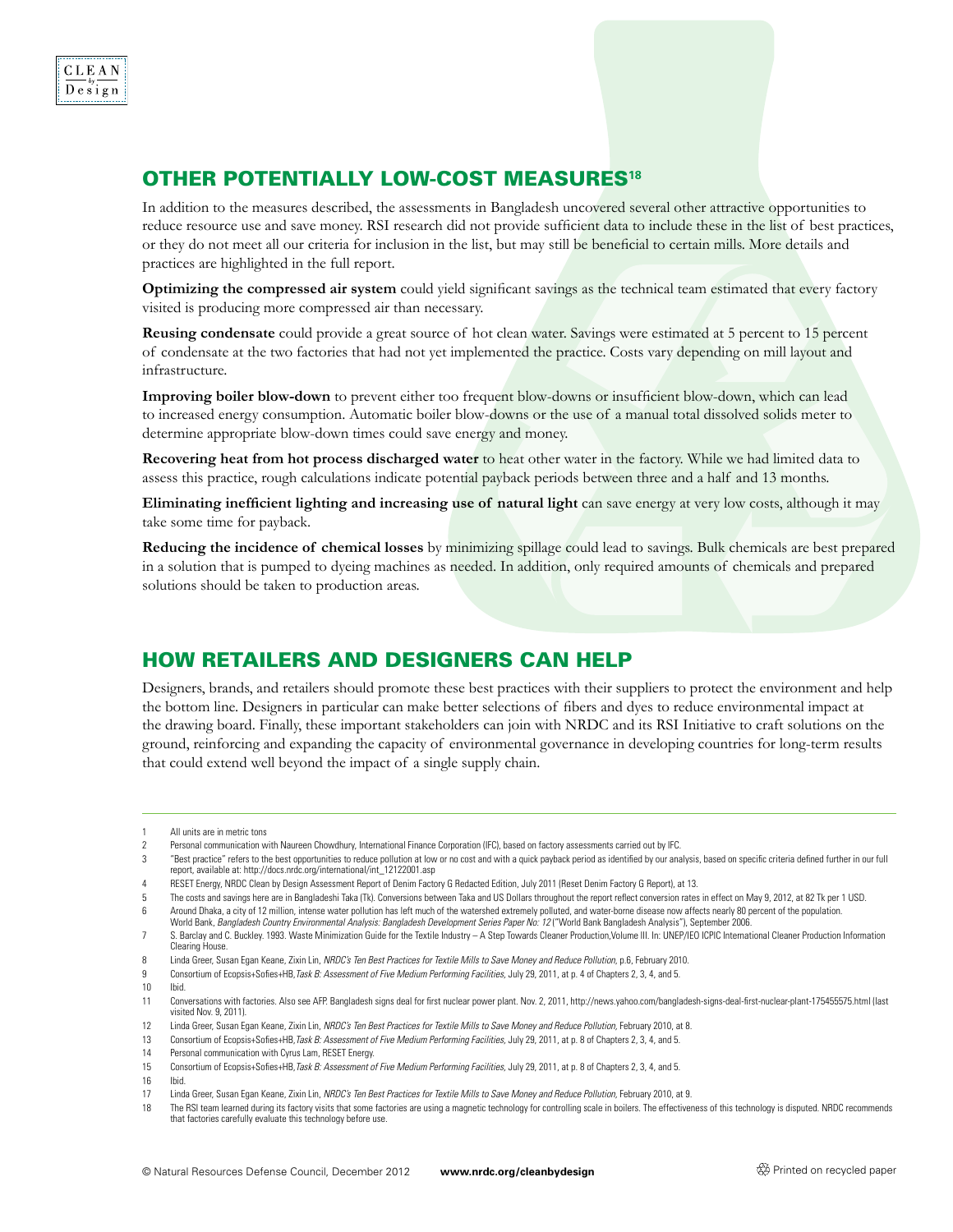## OTHER POTENTIALLY LOW-COST MEASURES[18]

In addition to the measures described, the assessments in Bangladesh uncovered several other attractive opportunities to reduce resource use and save money. RSI research did not provide sufficient data to include these in the list of best practices, or they do not meet all our criteria for inclusion in the list, but may still be beneficial to certain mills. More details and practices are highlighted in the full report.

**Optimizing the compressed air system** could yield significant savings as the technical team estimated that every factory visited is producing more compressed air than necessary.

**Reusing condensate** could provide a great source of hot clean water. Savings were estimated at 5 percent to 15 percent of condensate at the two factories that had not yet implemented the practice. Costs vary depending on mill layout and infrastructure.

**Improving boiler blow-down** to prevent either too frequent blow-downs or insufficient blow-down, which can lead to increased energy consumption. Automatic boiler blow-downs or the use of a manual total dissolved solids meter to determine appropriate blow-down times could save energy and money.

**Recovering heat from hot process discharged water** to heat other water in the factory. While we had limited data to assess this practice, rough calculations indicate potential payback periods between three and a half and 13 months.

**Eliminating inefficient lighting and increasing use of natural light** can save energy at very low costs, although it may take some time for payback.

**Reducing the incidence of chemical losses** by minimizing spillage could lead to savings. Bulk chemicals are best prepared in a solution that is pumped to dyeing machines as needed. In addition, only required amounts of chemicals and prepared solutions should be taken to production areas.

## HOW RETAILERS AND DESIGNERS CAN HELP

Designers, brands, and retailers should promote these best practices with their suppliers to protect the environment and help the bottom line. Designers in particular can make better selections of fibers and dyes to reduce environmental impact at the drawing board. Finally, these important stakeholders can join with NRDC and its RSI Initiative to craft solutions on the ground, reinforcing and expanding the capacity of environmental governance in developing countries for long-term results that could extend well beyond the impact of a single supply chain.

---

1 All units are in metric tons

2 Personal communication with Naureen Chowdhury, International Finance Corporation (IFC), based on factory assessments carried out by IFC.

3 "Best practice" refers to the best opportunities to reduce pollution at low or no cost and with a quick payback period as identified by our analysis, based on specific criteria defined further in our full report, available at: http://docs.nrdc.org/international/int_12122001.asp

4 RESET Energy, NRDC Clean by Design Assessment Report of Denim Factory G Redacted Edition, July 2011 (Reset Denim Factory G Report), at 13.

5 The costs and savings here are in Bangladeshi Taka (Tk). Conversions between Taka and US Dollars throughout the report reflect conversion rates in effect on May 9, 2012, at 82 Tk per 1 USD.

6 Around Dhaka, a city of 12 million, intense water pollution has left much of the watershed extremely polluted, and water-borne disease now affects nearly 80 percent of the population. World Bank, *Bangladesh Country Environmental Analysis: Bangladesh Development Series Paper No: 12* ("World Bank Bangladesh Analysis"), September 2006.

7 S. Barclay and C. Buckley. 1993. Waste Minimization Guide for the Textile Industry – A Step Towards Cleaner Production,Volume III. In: UNEP/IEO ICPIC International Cleaner Production Information Clearing House.

8 Linda Greer, Susan Egan Keane, Zixin Lin, *NRDC's Ten Best Practices for Textile Mills to Save Money and Reduce Pollution,* p.6, February 2010.

9 Consortium of Ecopsis+Sofies+HB,*Task B: Assessment of Five Medium Performing Facilities,* July 29, 2011, at p. 4 of Chapters 2, 3, 4, and 5.

10 Ibid.

11 Conversations with factories. Also see AFP. Bangladesh signs deal for first nuclear power plant. Nov. 2, 2011, http://news.yahoo.com/bangladesh-signs-deal-first-nuclear-plant-175455575.html (last visited Nov. 9, 2011).

12 Linda Greer, Susan Egan Keane, Zixin Lin, *NRDC's Ten Best Practices for Textile Mills to Save Money and Reduce Pollution,* February 2010, at 8.

13 Consortium of Ecopsis+Sofies+HB,*Task B: Assessment of Five Medium Performing Facilities,* July 29, 2011, at p. 8 of Chapters 2, 3, 4, and 5.

14 Personal communication with Cyrus Lam, RESET Energy.

15 Consortium of Ecopsis+Sofies+HB,*Task B: Assessment of Five Medium Performing Facilities,* July 29, 2011, at p. 8 of Chapters 2, 3, 4, and 5.

16 Ibid.

17 Linda Greer, Susan Egan Keane, Zixin Lin, *NRDC's Ten Best Practices for Textile Mills to Save Money and Reduce Pollution,* February 2010, at 9.

18 The RSI team learned during its factory visits that some factories are using a magnetic technology for controlling scale in boilers. The effectiveness of this technology is disputed. NRDC recommends that factories carefully evaluate this technology before use.

© Natural Resources Defense Council, December 2012 **www.nrdc.org/cleanbydesign** Printed on recycled paper